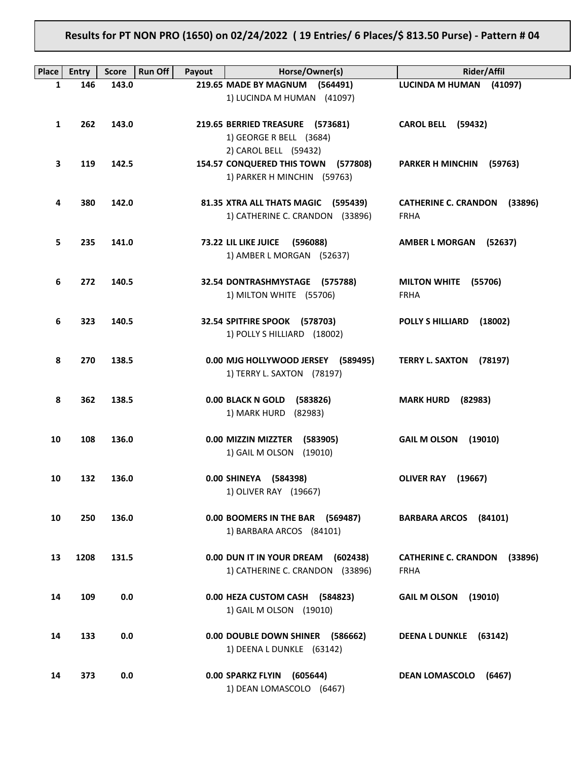**Results for PT NON PRO (1650) on 02/24/2022 ( 19 Entries/ 6 Places/$ 813.50 Purse) - Pattern # 04**

| Place | Entry | Score | Run Off | Payout | Horse/Owner(s) | Rider/Affil |
|---|---|---|---|---|---|---|
| 1 | 146 | 143.0 | | 219.65 | **MADE BY MAGNUM (564491)**<br>1) LUCINDA M HUMAN (41097) | **LUCINDA M HUMAN (41097)** |
| 1 | 262 | 143.0 | | 219.65 | **BERRIED TREASURE (573681)**<br>1) GEORGE R BELL (3684)<br>2) CAROL BELL (59432) | **CAROL BELL (59432)** |
| 3 | 119 | 142.5 | | 154.57 | **CONQUERED THIS TOWN (577808)**<br>1) PARKER H MINCHIN (59763) | **PARKER H MINCHIN (59763)** |
| 4 | 380 | 142.0 | | 81.35 | **XTRA ALL THATS MAGIC (595439)**<br>1) CATHERINE C. CRANDON (33896) | **CATHERINE C. CRANDON (33896)**<br>FRHA |
| 5 | 235 | 141.0 | | 73.22 | **LIL LIKE JUICE (596088)**<br>1) AMBER L MORGAN (52637) | **AMBER L MORGAN (52637)** |
| 6 | 272 | 140.5 | | 32.54 | **DONTRASHMYSTAGE (575788)**<br>1) MILTON WHITE (55706) | **MILTON WHITE (55706)**<br>FRHA |
| 6 | 323 | 140.5 | | 32.54 | **SPITFIRE SPOOK (578703)**<br>1) POLLY S HILLIARD (18002) | **POLLY S HILLIARD (18002)** |
| 8 | 270 | 138.5 | | 0.00 | **MJG HOLLYWOOD JERSEY (589495)**<br>1) TERRY L. SAXTON (78197) | **TERRY L. SAXTON (78197)** |
| 8 | 362 | 138.5 | | 0.00 | **BLACK N GOLD (583826)**<br>1) MARK HURD (82983) | **MARK HURD (82983)** |
| 10 | 108 | 136.0 | | 0.00 | **MIZZIN MIZZTER (583905)**<br>1) GAIL M OLSON (19010) | **GAIL M OLSON (19010)** |
| 10 | 132 | 136.0 | | 0.00 | **SHINEYA (584398)**<br>1) OLIVER RAY (19667) | **OLIVER RAY (19667)** |
| 10 | 250 | 136.0 | | 0.00 | **BOOMERS IN THE BAR (569487)**<br>1) BARBARA ARCOS (84101) | **BARBARA ARCOS (84101)** |
| 13 | 1208 | 131.5 | | 0.00 | **DUN IT IN YOUR DREAM (602438)**<br>1) CATHERINE C. CRANDON (33896) | **CATHERINE C. CRANDON (33896)**<br>FRHA |
| 14 | 109 | 0.0 | | 0.00 | **HEZA CUSTOM CASH (584823)**<br>1) GAIL M OLSON (19010) | **GAIL M OLSON (19010)** |
| 14 | 133 | 0.0 | | 0.00 | **DOUBLE DOWN SHINER (586662)**<br>1) DEENA L DUNKLE (63142) | **DEENA L DUNKLE (63142)** |
| 14 | 373 | 0.0 | | 0.00 | **SPARKZ FLYIN (605644)**<br>1) DEAN LOMASCOLO (6467) | **DEAN LOMASCOLO (6467)** |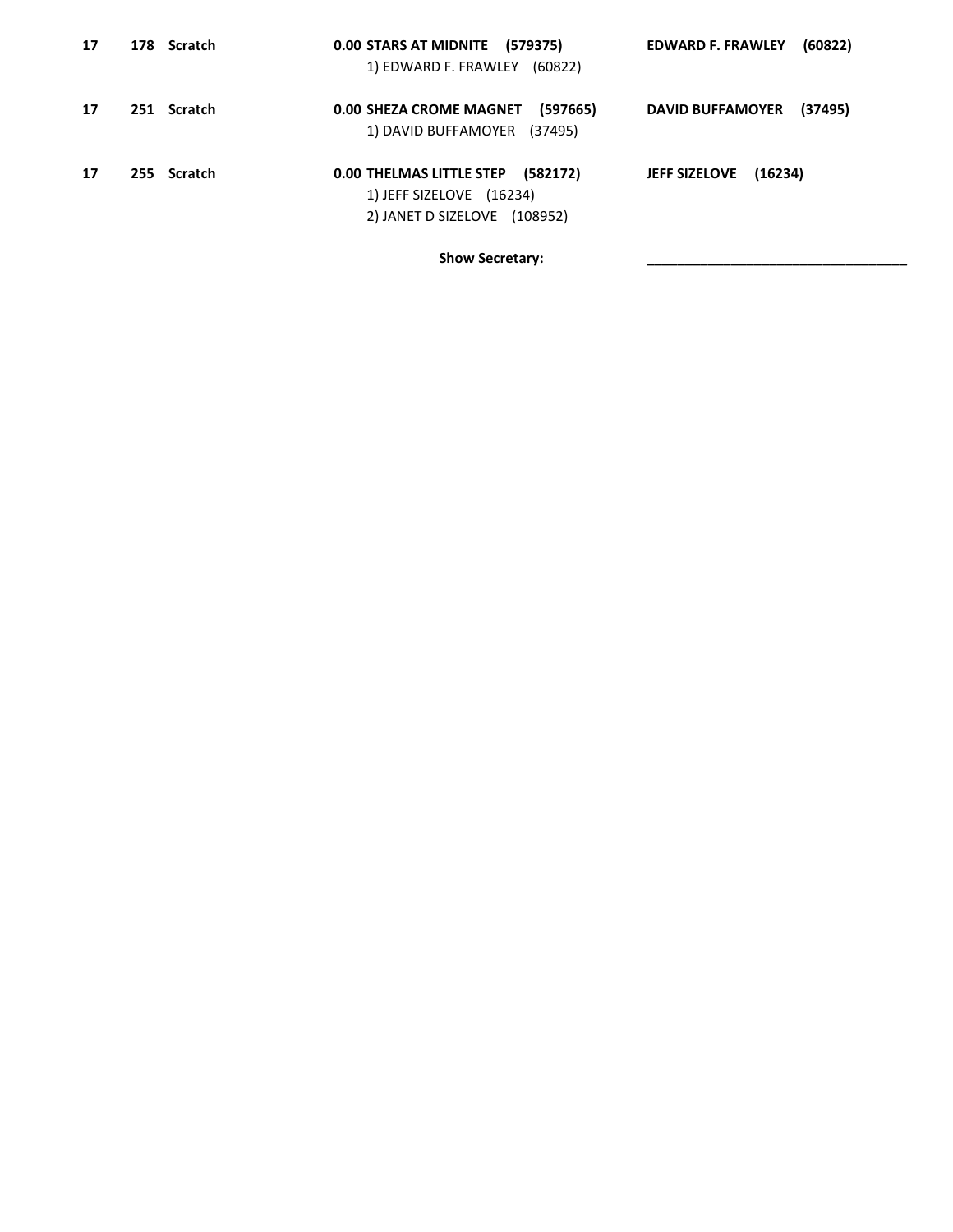| | | | | | |
|---|---|---|---|---|---|
| **17** | **178** | **Scratch** | **0.00** | **STARS AT MIDNITE (579375)**<br>1) EDWARD F. FRAWLEY (60822) | **EDWARD F. FRAWLEY (60822)** |
| **17** | **251** | **Scratch** | **0.00** | **SHEZA CROME MAGNET (597665)**<br>1) DAVID BUFFAMOYER (37495) | **DAVID BUFFAMOYER (37495)** |
| **17** | **255** | **Scratch** | **0.00** | **THELMAS LITTLE STEP (582172)**<br>1) JEFF SIZELOVE (16234)<br>2) JANET D SIZELOVE (108952) | **JEFF SIZELOVE (16234)** |

**Show Secretary:** \_\_\_\_\_\_\_\_\_\_\_\_\_\_\_\_\_\_\_\_\_\_\_\_\_\_\_\_\_\_\_\_\_\_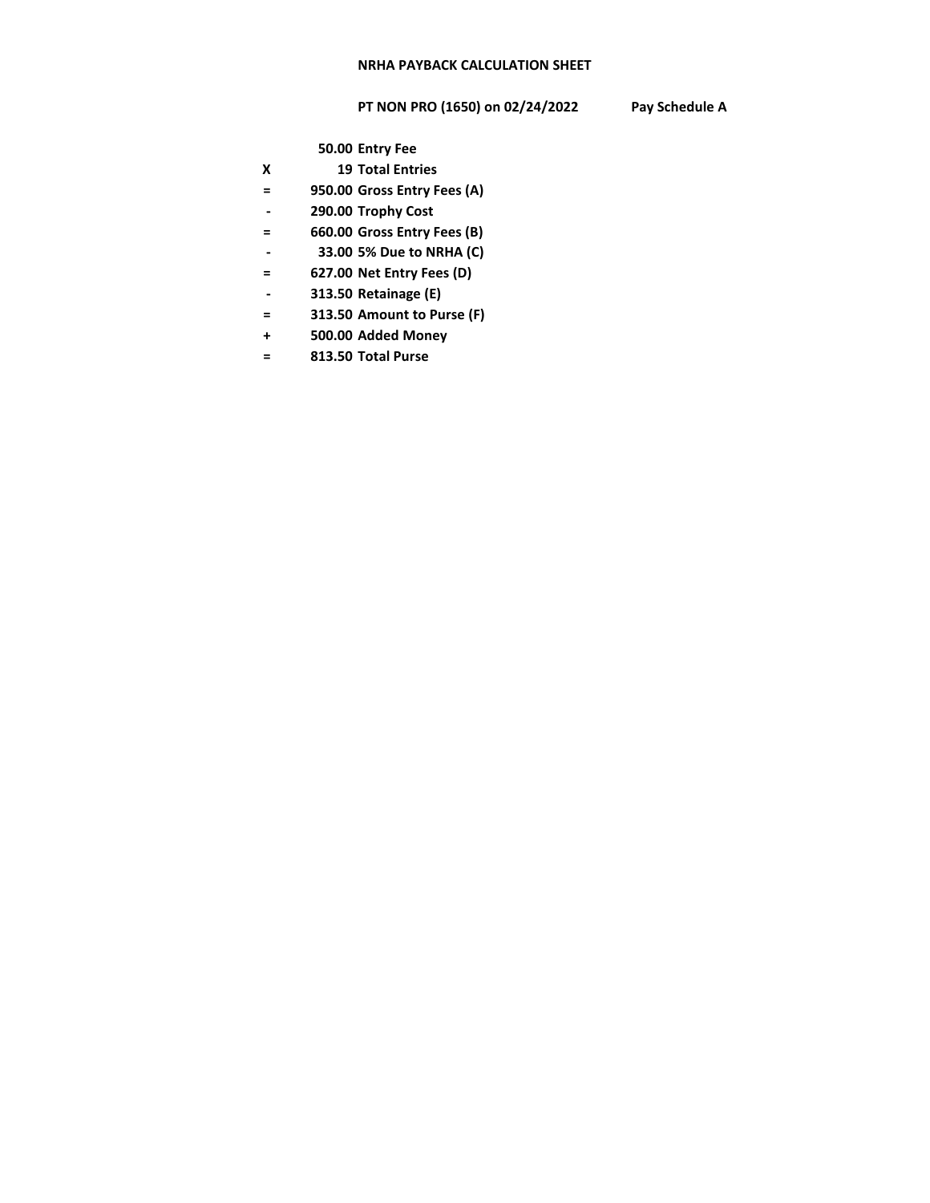**NRHA PAYBACK CALCULATION SHEET**

**PT NON PRO (1650) on 02/24/2022** **Pay Schedule A**

| | | |
|---|---|---|
| | 50.00 | Entry Fee |
| X | 19 | Total Entries |
| = | 950.00 | Gross Entry Fees (A) |
| - | 290.00 | Trophy Cost |
| = | 660.00 | Gross Entry Fees (B) |
| - | 33.00 | 5% Due to NRHA (C) |
| = | 627.00 | Net Entry Fees (D) |
| - | 313.50 | Retainage (E) |
| = | 313.50 | Amount to Purse (F) |
| + | 500.00 | Added Money |
| = | 813.50 | Total Purse |